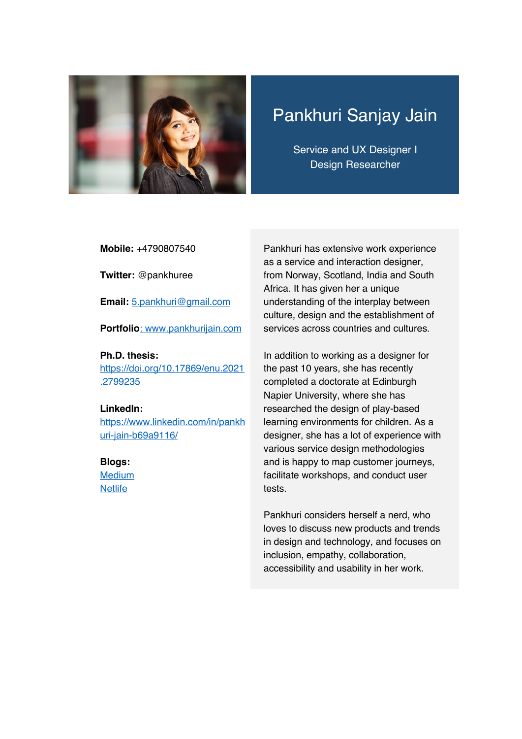# Pankhuri Sanjay Jain

Service and UX Designer I Design Researcher

**Mobile:** +4790807540

**Twitter:** @pankhuree

**Email:** 5.pankhuri@gmail.com

**Portfolio**: www.pankhurijain.com

**Ph.D. thesis:**
https://doi.org/10.17869/enu.2021.2799235

**LinkedIn:**
https://www.linkedin.com/in/pankhuri-jain-b69a9116/

**Blogs:**
Medium
Netlife

Pankhuri has extensive work experience as a service and interaction designer, from Norway, Scotland, India and South Africa. It has given her a unique understanding of the interplay between culture, design and the establishment of services across countries and cultures.

In addition to working as a designer for the past 10 years, she has recently completed a doctorate at Edinburgh Napier University, where she has researched the design of play-based learning environments for children. As a designer, she has a lot of experience with various service design methodologies and is happy to map customer journeys, facilitate workshops, and conduct user tests.

Pankhuri considers herself a nerd, who loves to discuss new products and trends in design and technology, and focuses on inclusion, empathy, collaboration, accessibility and usability in her work.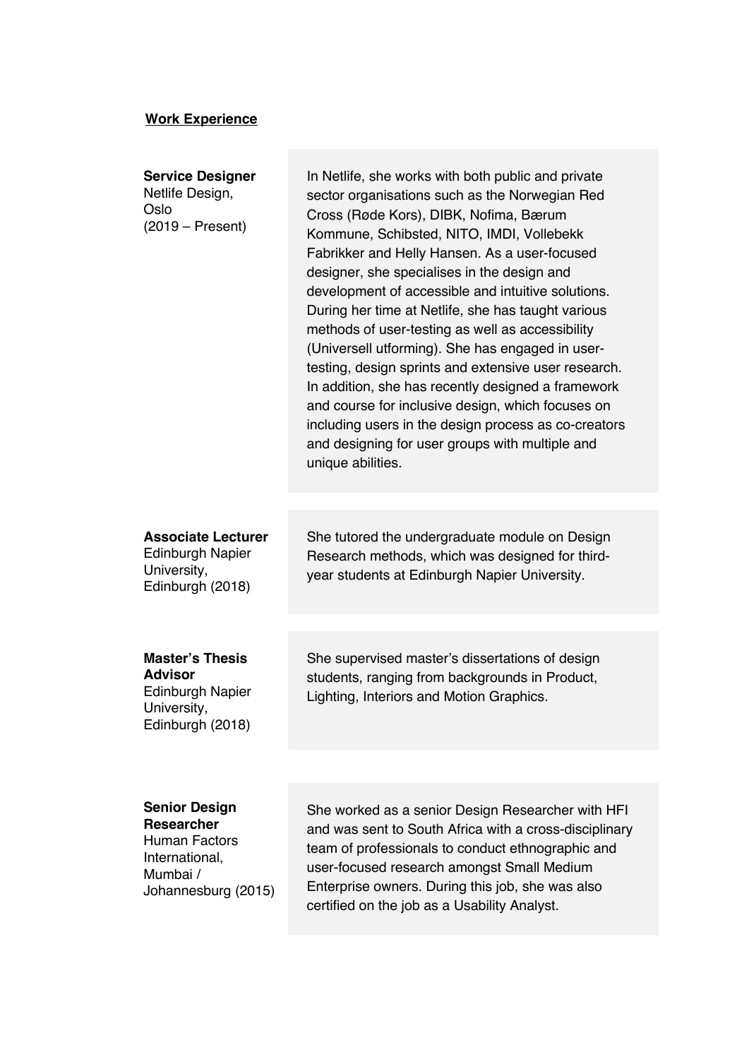**Work Experience**

**Service Designer**
Netlife Design,
Oslo
(2019 – Present)

In Netlife, she works with both public and private sector organisations such as the Norwegian Red Cross (Røde Kors), DIBK, Nofima, Bærum Kommune, Schibsted, NITO, IMDI, Vollebekk Fabrikker and Helly Hansen. As a user-focused designer, she specialises in the design and development of accessible and intuitive solutions. During her time at Netlife, she has taught various methods of user-testing as well as accessibility (Universell utforming). She has engaged in user-testing, design sprints and extensive user research. In addition, she has recently designed a framework and course for inclusive design, which focuses on including users in the design process as co-creators and designing for user groups with multiple and unique abilities.

**Associate Lecturer**
Edinburgh Napier University,
Edinburgh (2018)

She tutored the undergraduate module on Design Research methods, which was designed for third-year students at Edinburgh Napier University.

**Master's Thesis Advisor**
Edinburgh Napier University,
Edinburgh (2018)

She supervised master's dissertations of design students, ranging from backgrounds in Product, Lighting, Interiors and Motion Graphics.

**Senior Design Researcher**
Human Factors International,
Mumbai /
Johannesburg (2015)

She worked as a senior Design Researcher with HFI and was sent to South Africa with a cross-disciplinary team of professionals to conduct ethnographic and user-focused research amongst Small Medium Enterprise owners. During this job, she was also certified on the job as a Usability Analyst.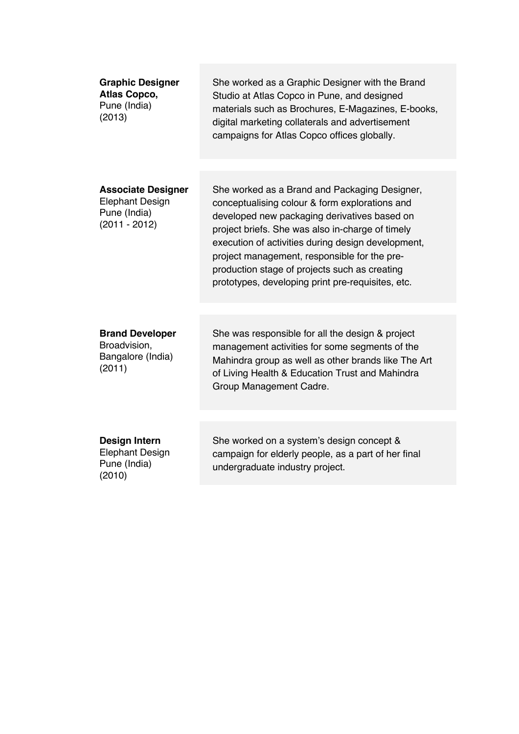**Graphic Designer**
**Atlas Copco,**
Pune (India)
(2013)

She worked as a Graphic Designer with the Brand Studio at Atlas Copco in Pune, and designed materials such as Brochures, E-Magazines, E-books, digital marketing collaterals and advertisement campaigns for Atlas Copco offices globally.

**Associate Designer**
Elephant Design
Pune (India)
(2011 - 2012)

She worked as a Brand and Packaging Designer, conceptualising colour & form explorations and developed new packaging derivatives based on project briefs. She was also in-charge of timely execution of activities during design development, project management, responsible for the pre-production stage of projects such as creating prototypes, developing print pre-requisites, etc.

**Brand Developer**
Broadvision,
Bangalore (India)
(2011)

She was responsible for all the design & project management activities for some segments of the Mahindra group as well as other brands like The Art of Living Health & Education Trust and Mahindra Group Management Cadre.

**Design Intern**
Elephant Design
Pune (India)
(2010)

She worked on a system's design concept & campaign for elderly people, as a part of her final undergraduate industry project.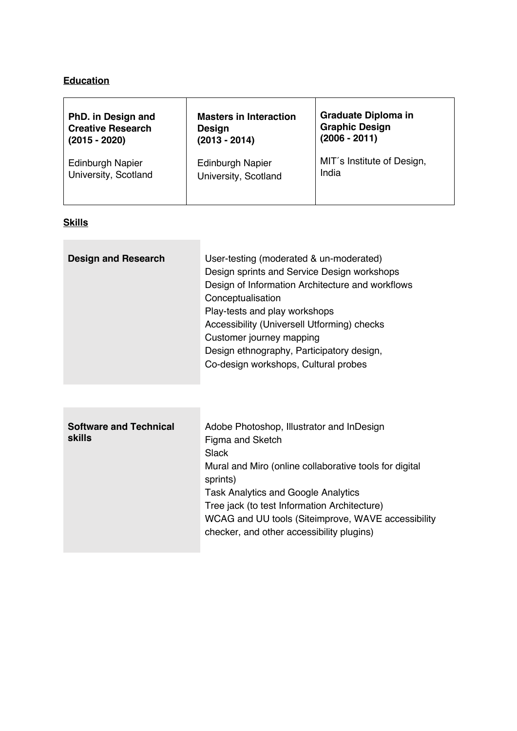## Education

| **PhD. in Design and Creative Research (2015 - 2020)**<br><br>Edinburgh Napier University, Scotland | **Masters in Interaction Design (2013 - 2014)**<br><br>Edinburgh Napier University, Scotland | **Graduate Diploma in Graphic Design (2006 - 2011)**<br><br>MIT´s Institute of Design, India |
|---|---|---|

## Skills

| **Design and Research** | User-testing (moderated & un-moderated)<br>Design sprints and Service Design workshops<br>Design of Information Architecture and workflows<br>Conceptualisation<br>Play-tests and play workshops<br>Accessibility (Universell Utforming) checks<br>Customer journey mapping<br>Design ethnography, Participatory design,<br>Co-design workshops, Cultural probes |
|---|---|

| **Software and Technical skills** | Adobe Photoshop, Illustrator and InDesign<br>Figma and Sketch<br>Slack<br>Mural and Miro (online collaborative tools for digital sprints)<br>Task Analytics and Google Analytics<br>Tree jack (to test Information Architecture)<br>WCAG and UU tools (Siteimprove, WAVE accessibility checker, and other accessibility plugins) |
|---|---|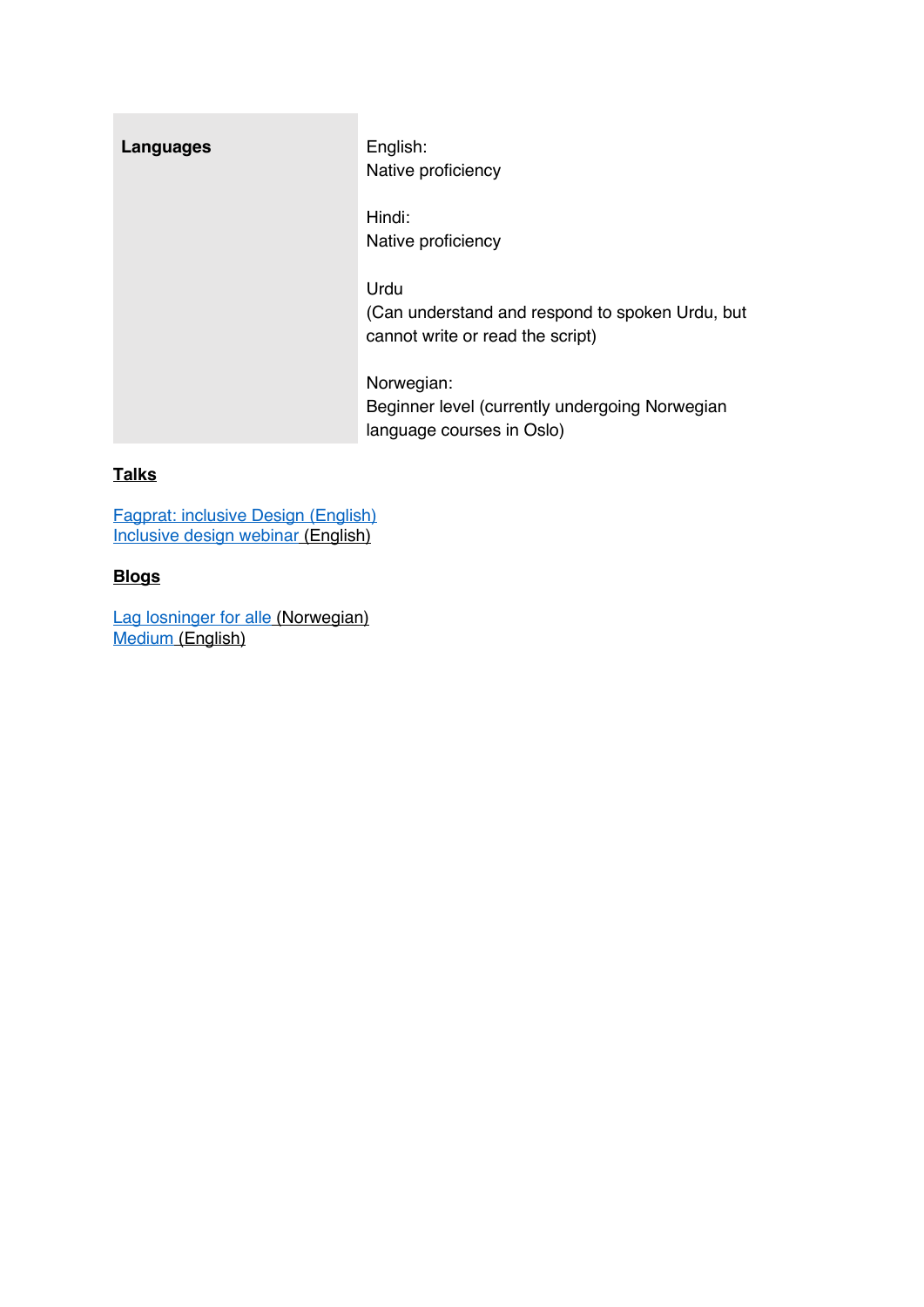| | |
|---|---|
| **Languages** | English:<br>Native proficiency<br><br>Hindi:<br>Native proficiency<br><br>Urdu<br>(Can understand and respond to spoken Urdu, but cannot write or read the script)<br><br>Norwegian:<br>Beginner level (currently undergoing Norwegian language courses in Oslo) |

**Talks**

Fagprat: inclusive Design (English)
Inclusive design webinar (English)

**Blogs**

Lag losninger for alle (Norwegian)
Medium (English)